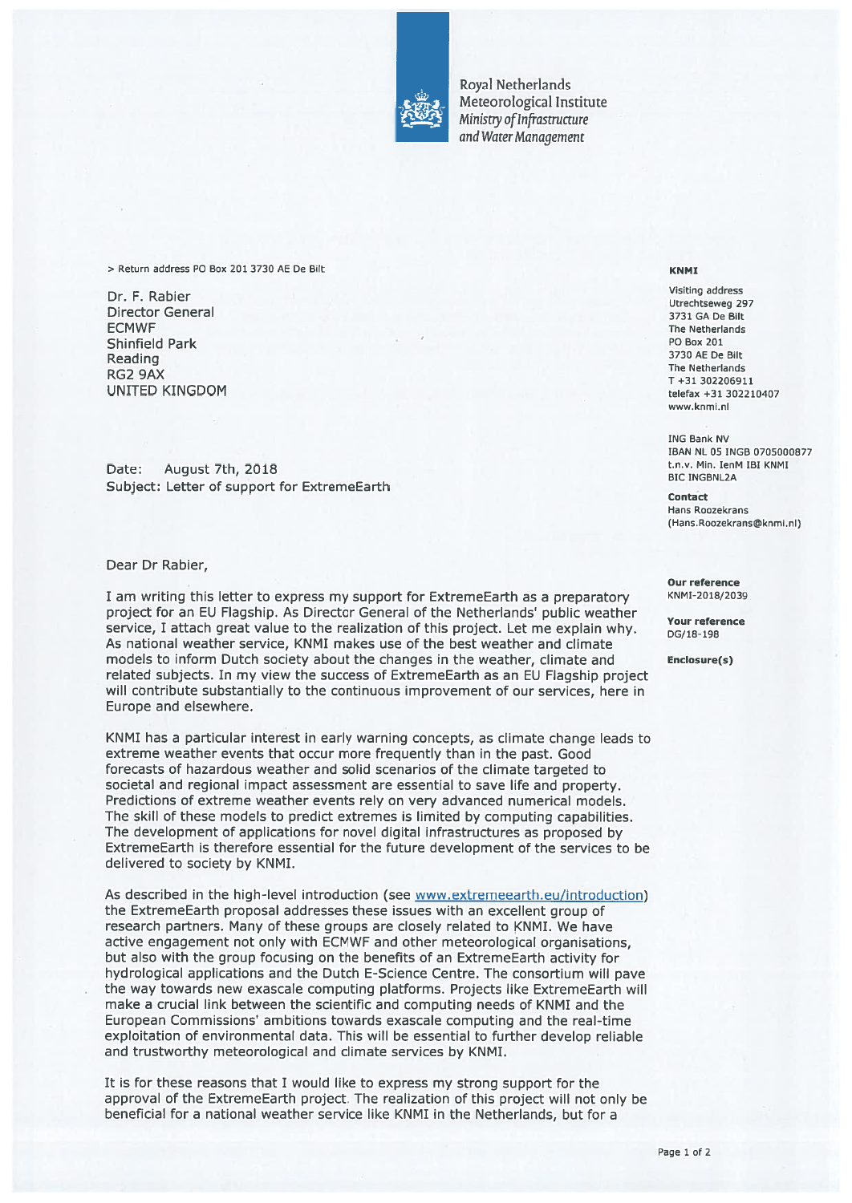Royal Netherlands
Meteorological Institute
*Ministry of Infrastructure and Water Management*

> Return address PO Box 201 3730 AE De Bilt

Dr. F. Rabier
Director General
ECMWF
Shinfield Park
Reading
RG2 9AX
UNITED KINGDOM

**KNMI**

Visiting address
Utrechtseweg 297
3731 GA De Bilt
The Netherlands
PO Box 201
3730 AE De Bilt
The Netherlands
T +31 302206911
telefax +31 302210407
www.knmi.nl

ING Bank NV
IBAN NL 05 INGB 0705000877
t.n.v. Min. IenM IBI KNMI
BIC INGBNL2A

**Contact**
Hans Roozekrans
(Hans.Roozekrans@knmi.nl)

**Our reference**
KNMI-2018/2039

**Your reference**
DG/18-198

**Enclosure(s)**

Date: August 7th, 2018
Subject: Letter of support for ExtremeEarth

Dear Dr Rabier,

I am writing this letter to express my support for ExtremeEarth as a preparatory project for an EU Flagship. As Director General of the Netherlands' public weather service, I attach great value to the realization of this project. Let me explain why. As national weather service, KNMI makes use of the best weather and climate models to inform Dutch society about the changes in the weather, climate and related subjects. In my view the success of ExtremeEarth as an EU Flagship project will contribute substantially to the continuous improvement of our services, here in Europe and elsewhere.

KNMI has a particular interest in early warning concepts, as climate change leads to extreme weather events that occur more frequently than in the past. Good forecasts of hazardous weather and solid scenarios of the climate targeted to societal and regional impact assessment are essential to save life and property. Predictions of extreme weather events rely on very advanced numerical models. The skill of these models to predict extremes is limited by computing capabilities. The development of applications for novel digital infrastructures as proposed by ExtremeEarth is therefore essential for the future development of the services to be delivered to society by KNMI.

As described in the high-level introduction (see www.extremeearth.eu/introduction) the ExtremeEarth proposal addresses these issues with an excellent group of research partners. Many of these groups are closely related to KNMI. We have active engagement not only with ECMWF and other meteorological organisations, but also with the group focusing on the benefits of an ExtremeEarth activity for hydrological applications and the Dutch E-Science Centre. The consortium will pave the way towards new exascale computing platforms. Projects like ExtremeEarth will make a crucial link between the scientific and computing needs of KNMI and the European Commissions' ambitions towards exascale computing and the real-time exploitation of environmental data. This will be essential to further develop reliable and trustworthy meteorological and climate services by KNMI.

It is for these reasons that I would like to express my strong support for the approval of the ExtremeEarth project. The realization of this project will not only be beneficial for a national weather service like KNMI in the Netherlands, but for a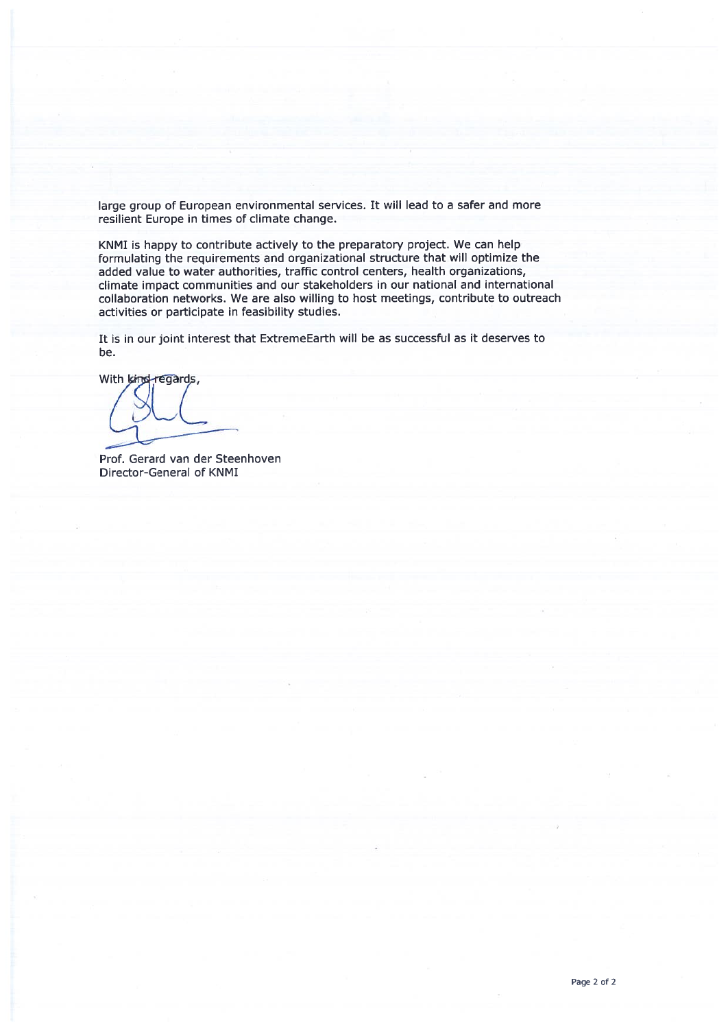large group of European environmental services. It will lead to a safer and more resilient Europe in times of climate change.

KNMI is happy to contribute actively to the preparatory project. We can help formulating the requirements and organizational structure that will optimize the added value to water authorities, traffic control centers, health organizations, climate impact communities and our stakeholders in our national and international collaboration networks. We are also willing to host meetings, contribute to outreach activities or participate in feasibility studies.

It is in our joint interest that ExtremeEarth will be as successful as it deserves to be.

With kind regards,

Prof. Gerard van der Steenhoven
Director-General of KNMI